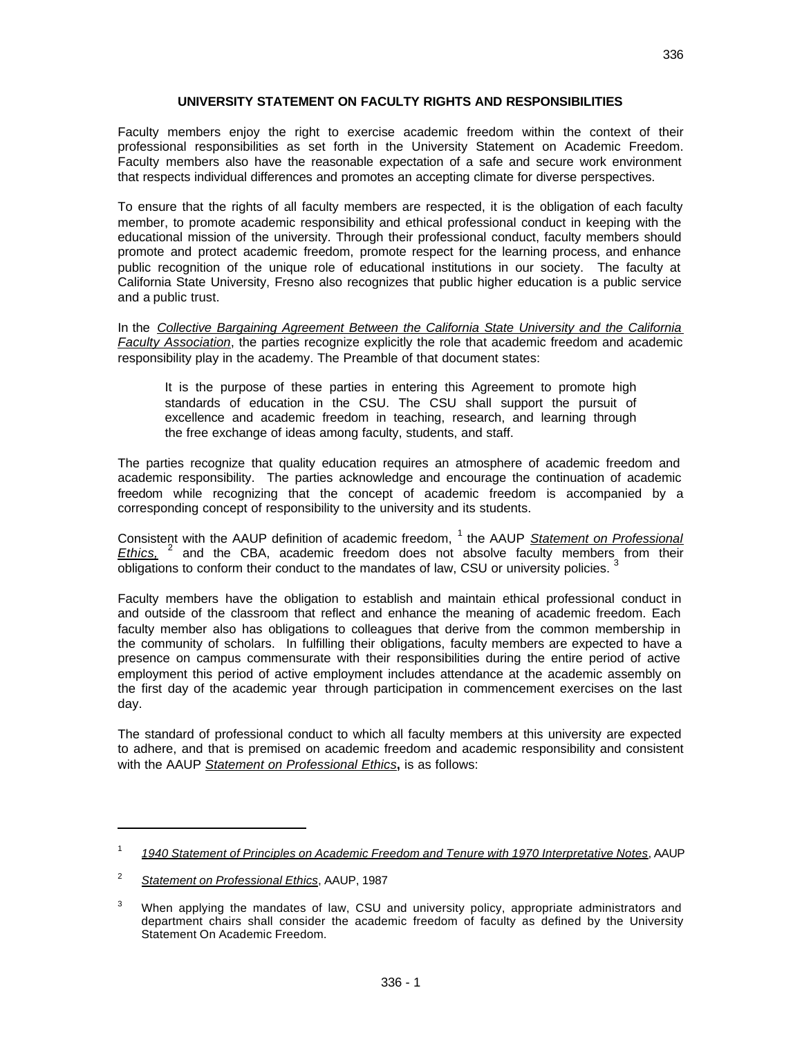## UNIVERSITY STATEMENT ON FACULTY RIGHTS AND RESPONSIBILITIES

Faculty members enjoy the right to exercise academic freedom within the context of their professional responsibilities as set forth in the University Statement on Academic Freedom. Faculty members also have the reasonable expectation of a safe and secure work environment that respects individual differences and promotes an accepting climate for diverse perspectives.

To ensure that the rights of all faculty members are respected, it is the obligation of each faculty member, to promote academic responsibility and ethical professional conduct in keeping with the educational mission of the university. Through their professional conduct, faculty members should promote and protect academic freedom, promote respect for the learning process, and enhance public recognition of the unique role of educational institutions in our society. The faculty at California State University, Fresno also recognizes that public higher education is a public service and a public trust.

In the *Collective Bargaining Agreement Between the California State University and the California Faculty Association*, the parties recognize explicitly the role that academic freedom and academic responsibility play in the academy. The Preamble of that document states:

> It is the purpose of these parties in entering this Agreement to promote high standards of education in the CSU. The CSU shall support the pursuit of excellence and academic freedom in teaching, research, and learning through the free exchange of ideas among faculty, students, and staff.

The parties recognize that quality education requires an atmosphere of academic freedom and academic responsibility. The parties acknowledge and encourage the continuation of academic freedom while recognizing that the concept of academic freedom is accompanied by a corresponding concept of responsibility to the university and its students.

Consistent with the AAUP definition of academic freedom, [1] the AAUP *Statement on Professional Ethics,* [2] and the CBA, academic freedom does not absolve faculty members from their obligations to conform their conduct to the mandates of law, CSU or university policies. [3]

Faculty members have the obligation to establish and maintain ethical professional conduct in and outside of the classroom that reflect and enhance the meaning of academic freedom. Each faculty member also has obligations to colleagues that derive from the common membership in the community of scholars. In fulfilling their obligations, faculty members are expected to have a presence on campus commensurate with their responsibilities during the entire period of active employment this period of active employment includes attendance at the academic assembly on the first day of the academic year through participation in commencement exercises on the last day.

The standard of professional conduct to which all faculty members at this university are expected to adhere, and that is premised on academic freedom and academic responsibility and consistent with the AAUP *Statement on Professional Ethics***,** is as follows:

---

[1] *1940 Statement of Principles on Academic Freedom and Tenure with 1970 Interpretative Notes*, AAUP

[2] *Statement on Professional Ethics*, AAUP, 1987

[3] When applying the mandates of law, CSU and university policy, appropriate administrators and department chairs shall consider the academic freedom of faculty as defined by the University Statement On Academic Freedom.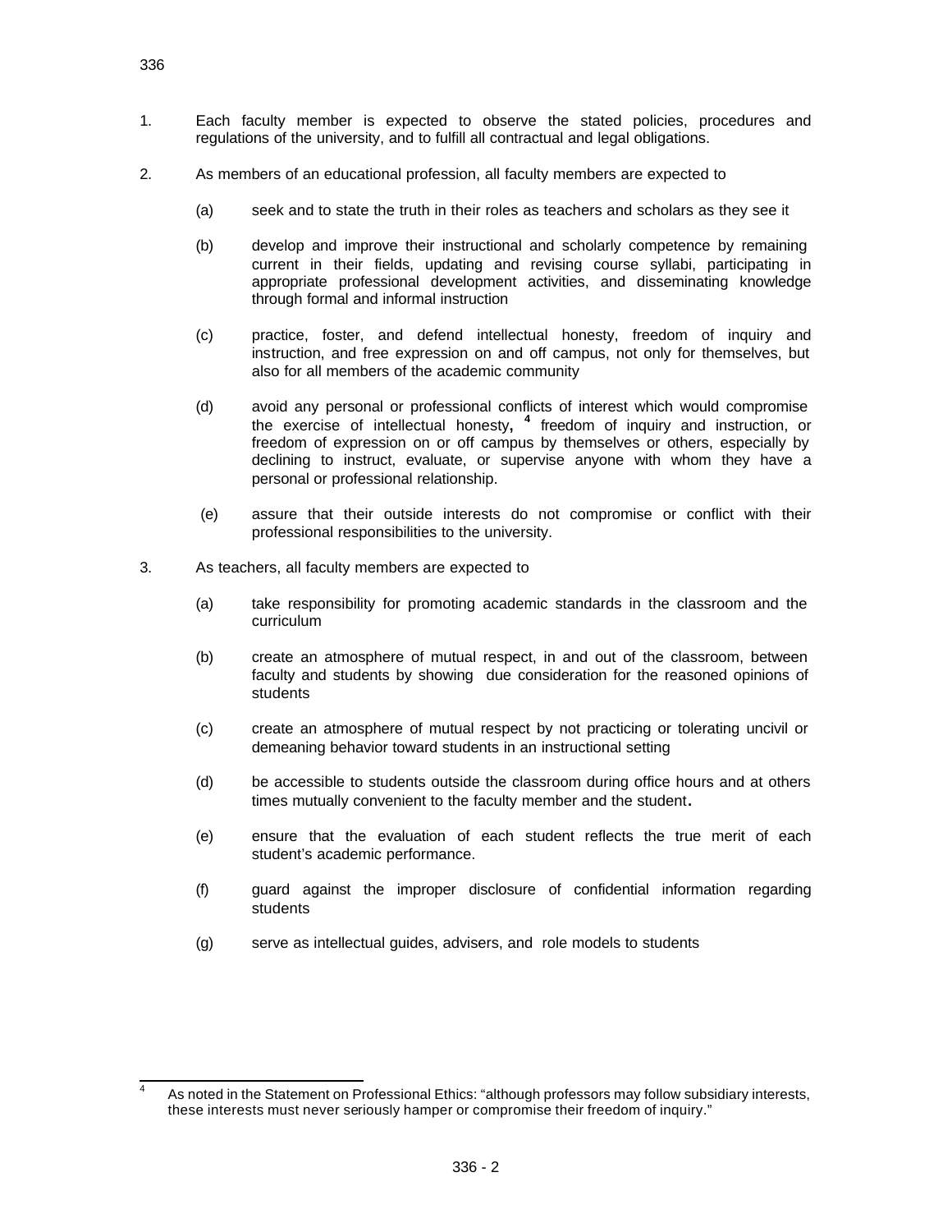1. Each faculty member is expected to observe the stated policies, procedures and regulations of the university, and to fulfill all contractual and legal obligations.

2. As members of an educational profession, all faculty members are expected to

   (a) seek and to state the truth in their roles as teachers and scholars as they see it

   (b) develop and improve their instructional and scholarly competence by remaining current in their fields, updating and revising course syllabi, participating in appropriate professional development activities, and disseminating knowledge through formal and informal instruction

   (c) practice, foster, and defend intellectual honesty, freedom of inquiry and instruction, and free expression on and off campus, not only for themselves, but also for all members of the academic community

   (d) avoid any personal or professional conflicts of interest which would compromise the exercise of intellectual honesty, [4] freedom of inquiry and instruction, or freedom of expression on or off campus by themselves or others, especially by declining to instruct, evaluate, or supervise anyone with whom they have a personal or professional relationship.

   (e) assure that their outside interests do not compromise or conflict with their professional responsibilities to the university.

3. As teachers, all faculty members are expected to

   (a) take responsibility for promoting academic standards in the classroom and the curriculum

   (b) create an atmosphere of mutual respect, in and out of the classroom, between faculty and students by showing due consideration for the reasoned opinions of students

   (c) create an atmosphere of mutual respect by not practicing or tolerating uncivil or demeaning behavior toward students in an instructional setting

   (d) be accessible to students outside the classroom during office hours and at others times mutually convenient to the faculty member and the student.

   (e) ensure that the evaluation of each student reflects the true merit of each student's academic performance.

   (f) guard against the improper disclosure of confidential information regarding students

   (g) serve as intellectual guides, advisers, and role models to students

---

[4] As noted in the Statement on Professional Ethics: "although professors may follow subsidiary interests, these interests must never seriously hamper or compromise their freedom of inquiry."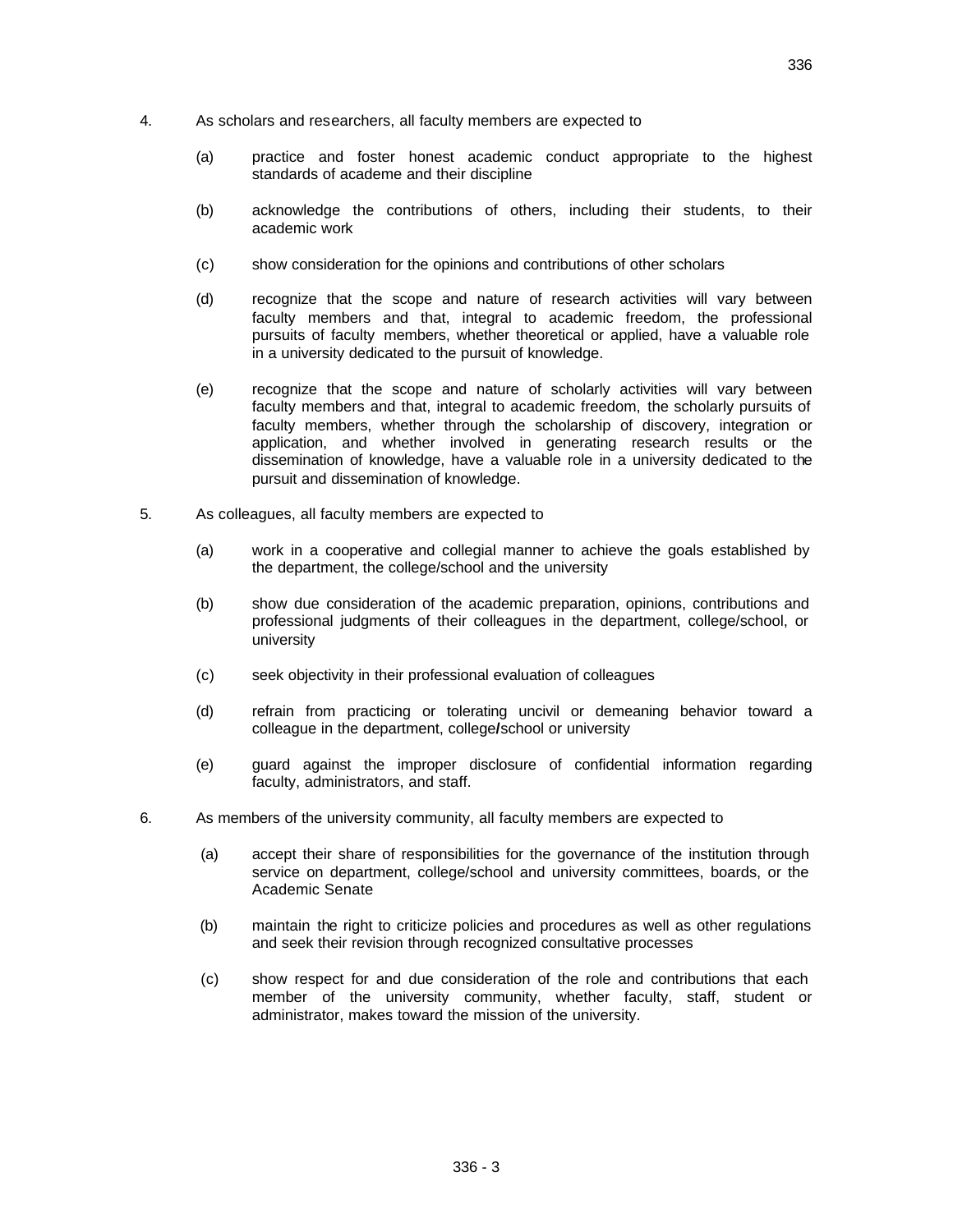4. As scholars and researchers, all faculty members are expected to

   (a) practice and foster honest academic conduct appropriate to the highest standards of academe and their discipline

   (b) acknowledge the contributions of others, including their students, to their academic work

   (c) show consideration for the opinions and contributions of other scholars

   (d) recognize that the scope and nature of research activities will vary between faculty members and that, integral to academic freedom, the professional pursuits of faculty members, whether theoretical or applied, have a valuable role in a university dedicated to the pursuit of knowledge.

   (e) recognize that the scope and nature of scholarly activities will vary between faculty members and that, integral to academic freedom, the scholarly pursuits of faculty members, whether through the scholarship of discovery, integration or application, and whether involved in generating research results or the dissemination of knowledge, have a valuable role in a university dedicated to the pursuit and dissemination of knowledge.

5. As colleagues, all faculty members are expected to

   (a) work in a cooperative and collegial manner to achieve the goals established by the department, the college/school and the university

   (b) show due consideration of the academic preparation, opinions, contributions and professional judgments of their colleagues in the department, college/school, or university

   (c) seek objectivity in their professional evaluation of colleagues

   (d) refrain from practicing or tolerating uncivil or demeaning behavior toward a colleague in the department, college/school or university

   (e) guard against the improper disclosure of confidential information regarding faculty, administrators, and staff.

6. As members of the university community, all faculty members are expected to

   (a) accept their share of responsibilities for the governance of the institution through service on department, college/school and university committees, boards, or the Academic Senate

   (b) maintain the right to criticize policies and procedures as well as other regulations and seek their revision through recognized consultative processes

   (c) show respect for and due consideration of the role and contributions that each member of the university community, whether faculty, staff, student or administrator, makes toward the mission of the university.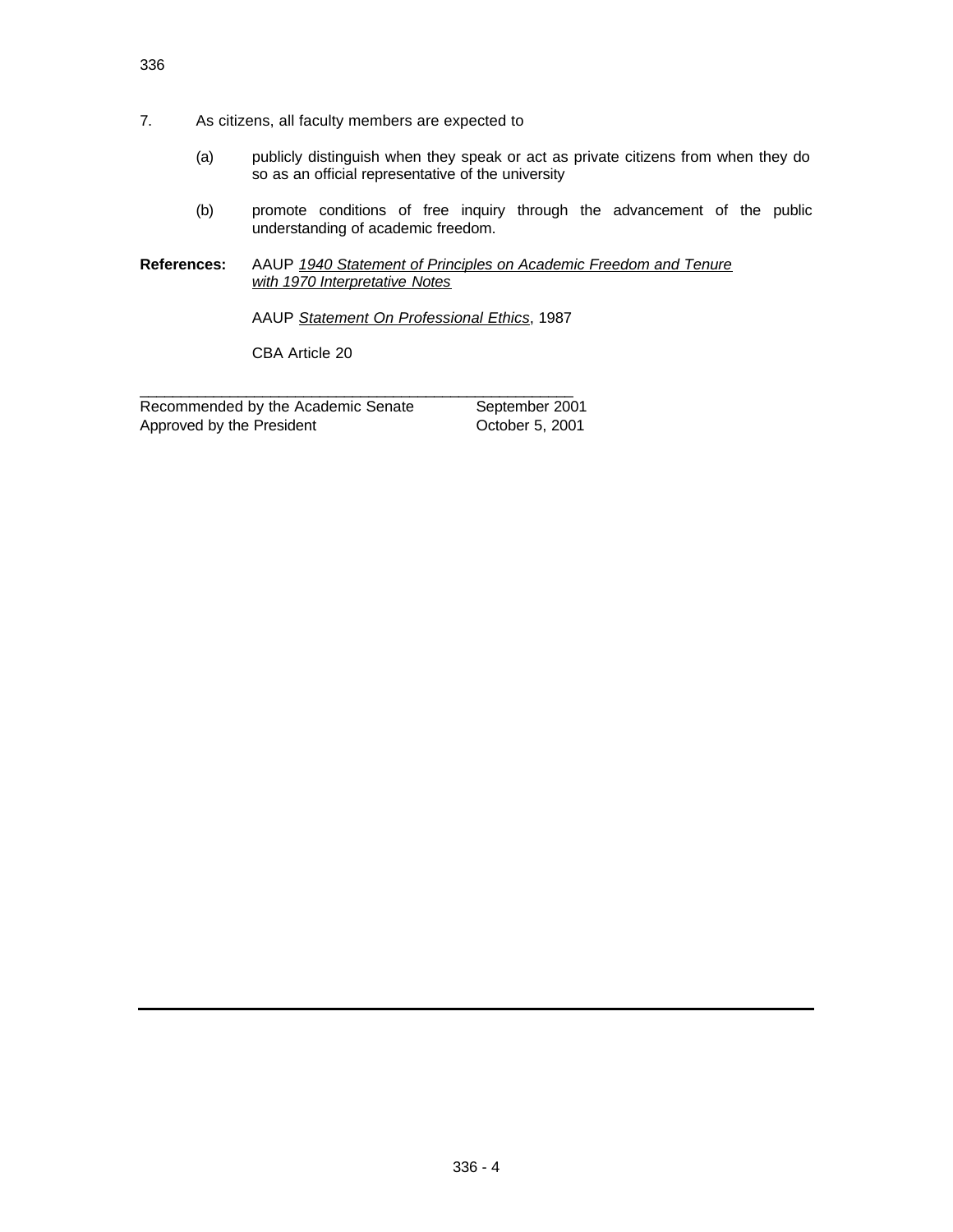7. As citizens, all faculty members are expected to

   (a) publicly distinguish when they speak or act as private citizens from when they do so as an official representative of the university

   (b) promote conditions of free inquiry through the advancement of the public understanding of academic freedom.

**References:** AAUP *1940 Statement of Principles on Academic Freedom and Tenure with 1970 Interpretative Notes*

AAUP *Statement On Professional Ethics*, 1987

CBA Article 20

---

| | |
|---|---|
| Recommended by the Academic Senate | September 2001 |
| Approved by the President | October 5, 2001 |